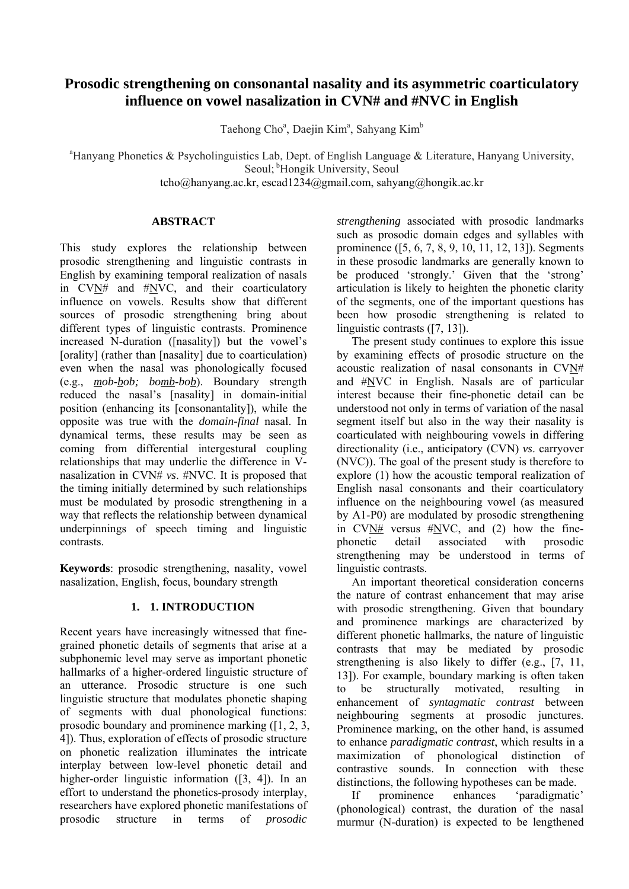# Prosodic strengthening on consonantal nasality and its asymmetric coarticulatory influence on vowel nasalization in CVN# and #NVC in English

Taehong Cho[a], Daejin Kim[a], Sahyang Kim[b]

[a]Hanyang Phonetics & Psycholinguistics Lab, Dept. of English Language & Literature, Hanyang University, Seoul; [b]Hongik University, Seoul
tcho@hanyang.ac.kr, escad1234@gmail.com, sahyang@hongik.ac.kr

## ABSTRACT

This study explores the relationship between prosodic strengthening and linguistic contrasts in English by examining temporal realization of nasals in CVN# and #NVC, and their coarticulatory influence on vowels. Results show that different sources of prosodic strengthening bring about different types of linguistic contrasts. Prominence increased N-duration ([nasality]) but the vowel's [orality] (rather than [nasality] due to coarticulation) even when the nasal was phonologically focused (e.g., *mob-bob; bomb-bob*). Boundary strength reduced the nasal's [nasality] in domain-initial position (enhancing its [consonantality]), while the opposite was true with the *domain-final* nasal. In dynamical terms, these results may be seen as coming from differential intergestural coupling relationships that may underlie the difference in V-nasalization in CVN# *vs*. #NVC. It is proposed that the timing initially determined by such relationships must be modulated by prosodic strengthening in a way that reflects the relationship between dynamical underpinnings of speech timing and linguistic contrasts.

**Keywords**: prosodic strengthening, nasality, vowel nasalization, English, focus, boundary strength

## 1. INTRODUCTION

Recent years have increasingly witnessed that fine-grained phonetic details of segments that arise at a subphonemic level may serve as important phonetic hallmarks of a higher-ordered linguistic structure of an utterance. Prosodic structure is one such linguistic structure that modulates phonetic shaping of segments with dual phonological functions: prosodic boundary and prominence marking ([1, 2, 3, 4]). Thus, exploration of effects of prosodic structure on phonetic realization illuminates the intricate interplay between low-level phonetic detail and higher-order linguistic information ([3, 4]). In an effort to understand the phonetics-prosody interplay, researchers have explored phonetic manifestations of prosodic structure in terms of *prosodic strengthening* associated with prosodic landmarks such as prosodic domain edges and syllables with prominence ([5, 6, 7, 8, 9, 10, 11, 12, 13]). Segments in these prosodic landmarks are generally known to be produced 'strongly.' Given that the 'strong' articulation is likely to heighten the phonetic clarity of the segments, one of the important questions has been how prosodic strengthening is related to linguistic contrasts ([7, 13]).

The present study continues to explore this issue by examining effects of prosodic structure on the acoustic realization of nasal consonants in CVN# and #NVC in English. Nasals are of particular interest because their fine-phonetic detail can be understood not only in terms of variation of the nasal segment itself but also in the way their nasality is coarticulated with neighbouring vowels in differing directionality (i.e., anticipatory (CVN) *vs*. carryover (NVC)). The goal of the present study is therefore to explore (1) how the acoustic temporal realization of English nasal consonants and their coarticulatory influence on the neighbouring vowel (as measured by A1-P0) are modulated by prosodic strengthening in CVN# versus #NVC, and (2) how the fine-phonetic detail associated with prosodic strengthening may be understood in terms of linguistic contrasts.

An important theoretical consideration concerns the nature of contrast enhancement that may arise with prosodic strengthening. Given that boundary and prominence markings are characterized by different phonetic hallmarks, the nature of linguistic contrasts that may be mediated by prosodic strengthening is also likely to differ (e.g., [7, 11, 13]). For example, boundary marking is often taken to be structurally motivated, resulting in enhancement of *syntagmatic contrast* between neighbouring segments at prosodic junctures. Prominence marking, on the other hand, is assumed to enhance *paradigmatic contrast*, which results in a maximization of phonological distinction of contrastive sounds. In connection with these distinctions, the following hypotheses can be made.

If prominence enhances 'paradigmatic' (phonological) contrast, the duration of the nasal murmur (N-duration) is expected to be lengthened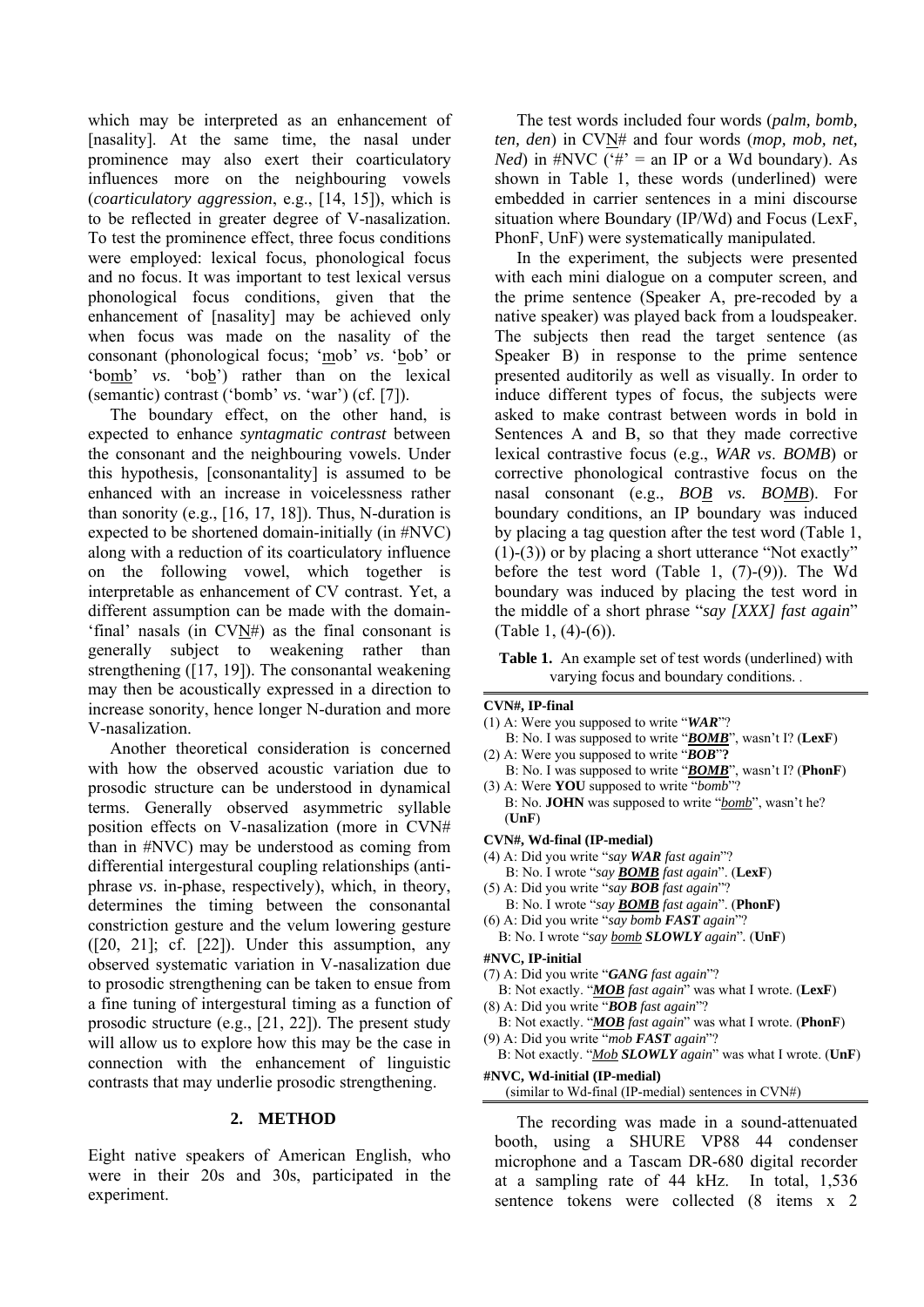which may be interpreted as an enhancement of [nasality]. At the same time, the nasal under prominence may also exert their coarticulatory influences more on the neighbouring vowels (*coarticulatory aggression*, e.g., [14, 15]), which is to be reflected in greater degree of V-nasalization. To test the prominence effect, three focus conditions were employed: lexical focus, phonological focus and no focus. It was important to test lexical versus phonological focus conditions, given that the enhancement of [nasality] may be achieved only when focus was made on the nasality of the consonant (phonological focus; '<u>m</u>ob' *vs*. '<u>b</u>ob' or 'bo<u>mb</u>' *vs*. 'bo<u>b</u>') rather than on the lexical (semantic) contrast ('bomb' *vs*. 'war') (cf. [7]).

The boundary effect, on the other hand, is expected to enhance *syntagmatic contrast* between the consonant and the neighbouring vowels. Under this hypothesis, [consonantality] is assumed to be enhanced with an increase in voicelessness rather than sonority (e.g., [16, 17, 18]). Thus, N-duration is expected to be shortened domain-initially (in #NVC) along with a reduction of its coarticulatory influence on the following vowel, which together is interpretable as enhancement of CV contrast. Yet, a different assumption can be made with the domain-'final' nasals (in CV<u>N</u>#) as the final consonant is generally subject to weakening rather than strengthening ([17, 19]). The consonantal weakening may then be acoustically expressed in a direction to increase sonority, hence longer N-duration and more V-nasalization.

Another theoretical consideration is concerned with how the observed acoustic variation due to prosodic structure can be understood in dynamical terms. Generally observed asymmetric syllable position effects on V-nasalization (more in CVN# than in #NVC) may be understood as coming from differential intergestural coupling relationships (anti-phrase *vs*. in-phase, respectively), which, in theory, determines the timing between the consonantal constriction gesture and the velum lowering gesture ([20, 21]; cf. [22]). Under this assumption, any observed systematic variation in V-nasalization due to prosodic strengthening can be taken to ensue from a fine tuning of intergestural timing as a function of prosodic structure (e.g., [21, 22]). The present study will allow us to explore how this may be the case in connection with the enhancement of linguistic contrasts that may underlie prosodic strengthening.

## 2. METHOD

Eight native speakers of American English, who were in their 20s and 30s, participated in the experiment.

The test words included four words (*palm, bomb, ten, den*) in CV<u>N</u># and four words (*mop, mob, net, Ned*) in #NVC ('#' = an IP or a Wd boundary). As shown in Table 1, these words (underlined) were embedded in carrier sentences in a mini discourse situation where Boundary (IP/Wd) and Focus (LexF, PhonF, UnF) were systematically manipulated.

In the experiment, the subjects were presented with each mini dialogue on a computer screen, and the prime sentence (Speaker A, pre-recoded by a native speaker) was played back from a loudspeaker. The subjects then read the target sentence (as Speaker B) in response to the prime sentence presented auditorily as well as visually. In order to induce different types of focus, the subjects were asked to make contrast between words in bold in Sentences A and B, so that they made corrective lexical contrastive focus (e.g., *WAR vs. BOMB*) or corrective phonological contrastive focus on the nasal consonant (e.g., *BO<u>B</u> vs. BO<u>MB</u>*). For boundary conditions, an IP boundary was induced by placing a tag question after the test word (Table 1, (1)-(3)) or by placing a short utterance "Not exactly" before the test word (Table 1, (7)-(9)). The Wd boundary was induced by placing the test word in the middle of a short phrase "*say [XXX] fast again*" (Table 1, (4)-(6)).

**Table 1.** An example set of test words (underlined) with varying focus and boundary conditions. .

**CVN#, IP-final**

(1) A: Were you supposed to write "***WAR***"?
B: No. I was supposed to write "***<u>BOMB</u>***", wasn't I? (**LexF**)

(2) A: Were you supposed to write "***BOB***"**?**
B: No. I was supposed to write "***<u>BOMB</u>***", wasn't I? (**PhonF**)

(3) A: Were **YOU** supposed to write "*bomb*"?
B: No. **JOHN** was supposed to write "*<u>bomb</u>*", wasn't he? (**UnF**)

**CVN#, Wd-final (IP-medial)**

(4) A: Did you write "*say **WAR** fast again*"?
B: No. I wrote "*say **<u>BOMB</u>** fast again*". (**LexF**)

(5) A: Did you write "*say **BOB** fast again*"?
B: No. I wrote "*say **<u>BOMB</u>** fast again*". (**PhonF)**

(6) A: Did you write "*say bomb **FAST** again*"?
B: No. I wrote "*say <u>bomb</u> **SLOWLY** again*". (**UnF**)

**#NVC, IP-initial**

(7) A: Did you write "***GANG** fast again*"?
B: Not exactly. "***<u>MOB</u>** fast again*" was what I wrote. (**LexF**)

(8) A: Did you write "***BOB** fast again*"?
B: Not exactly. "***<u>MOB</u>** fast again*" was what I wrote. (**PhonF**)

(9) A: Did you write "*mob **FAST** again*"?
B: Not exactly. "*<u>Mob</u> **SLOWLY** again*" was what I wrote. (**UnF**)

**#NVC, Wd-initial (IP-medial)**
(similar to Wd-final (IP-medial) sentences in CVN#)

The recording was made in a sound-attenuated booth, using a SHURE VP88 44 condenser microphone and a Tascam DR-680 digital recorder at a sampling rate of 44 kHz. In total, 1,536 sentence tokens were collected (8 items x 2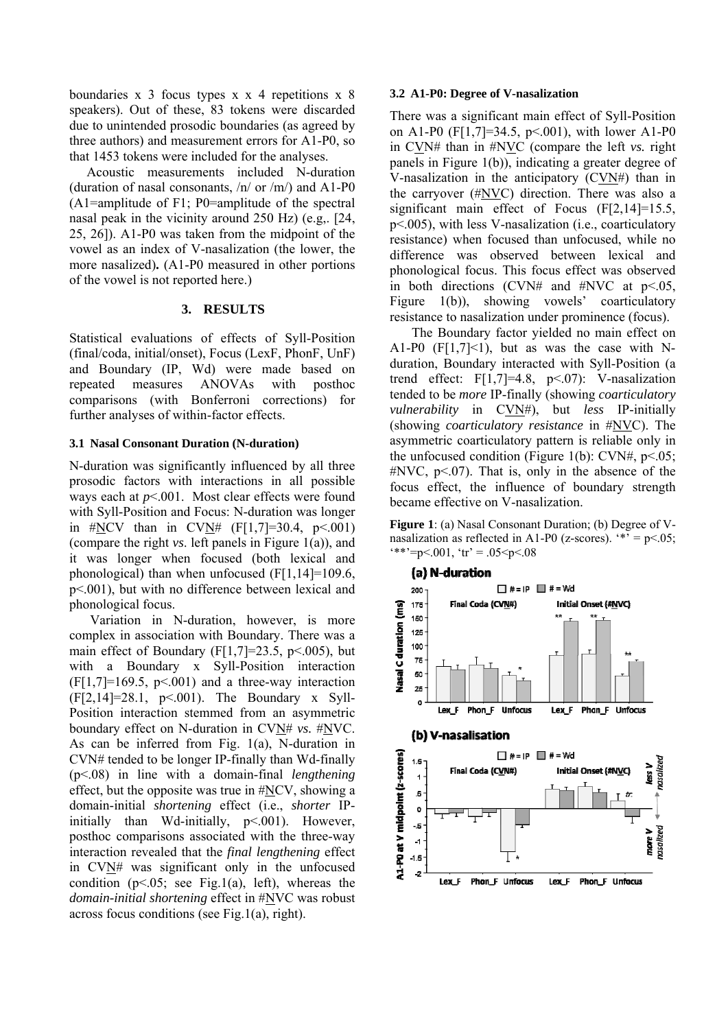boundaries x 3 focus types x x 4 repetitions x 8 speakers). Out of these, 83 tokens were discarded due to unintended prosodic boundaries (as agreed by three authors) and measurement errors for A1-P0, so that 1453 tokens were included for the analyses.

Acoustic measurements included N-duration (duration of nasal consonants, /n/ or /m/) and A1-P0 (A1=amplitude of F1; P0=amplitude of the spectral nasal peak in the vicinity around 250 Hz) (e.g,. [24, 25, 26]). A1-P0 was taken from the midpoint of the vowel as an index of V-nasalization (the lower, the more nasalized)**.** (A1-P0 measured in other portions of the vowel is not reported here.)

## 3. RESULTS

Statistical evaluations of effects of Syll-Position (final/coda, initial/onset), Focus (LexF, PhonF, UnF) and Boundary (IP, Wd) were made based on repeated measures ANOVAs with posthoc comparisons (with Bonferroni corrections) for further analyses of within-factor effects.

### 3.1 Nasal Consonant Duration (N-duration)

N-duration was significantly influenced by all three prosodic factors with interactions in all possible ways each at $p<.001$. Most clear effects were found with Syll-Position and Focus: N-duration was longer in #<u>N</u>CV than in CV<u>N</u># ($F[1,7]=30.4$, $p<.001$) (compare the right *vs.* left panels in Figure 1(a)), and it was longer when focused (both lexical and phonological) than when unfocused ($F[1,14]=109.6$, $p<.001$), but with no difference between lexical and phonological focus.

Variation in N-duration, however, is more complex in association with Boundary. There was a main effect of Boundary ($F[1,7]=23.5$, $p<.005$), but with a Boundary x Syll-Position interaction ($F[1,7]=169.5$, $p<.001$) and a three-way interaction ($F[2,14]=28.1$, $p<.001$). The Boundary x Syll-Position interaction stemmed from an asymmetric boundary effect on N-duration in CV<u>N</u># *vs.* #<u>N</u>VC. As can be inferred from Fig. 1(a), N-duration in CVN# tended to be longer IP-finally than Wd-finally ($p<.08$) in line with a domain-final *lengthening* effect, but the opposite was true in #<u>N</u>CV, showing a domain-initial *shortening* effect (i.e., *shorter* IP-initially than Wd-initially, $p<.001$). However, posthoc comparisons associated with the three-way interaction revealed that the *final lengthening* effect in CV<u>N</u># was significant only in the unfocused condition ($p<.05$; see Fig.1(a), left), whereas the *domain-initial shortening* effect in #<u>N</u>VC was robust across focus conditions (see Fig.1(a), right).

### 3.2 A1-P0: Degree of V-nasalization

There was a significant main effect of Syll-Position on A1-P0 ($F[1,7]=34.5$, $p<.001$), with lower A1-P0 in C<u>V</u>N# than in #N<u>V</u>C (compare the left *vs.* right panels in Figure 1(b)), indicating a greater degree of V-nasalization in the anticipatory (C<u>V</u>N#) than in the carryover (#N<u>V</u>C) direction. There was also a significant main effect of Focus ($F[2,14]=15.5$, $p<.005$), with less V-nasalization (i.e., coarticulatory resistance) when focused than unfocused, while no difference was observed between lexical and phonological focus. This focus effect was observed in both directions (CVN# and #NVC at $p<.05$, Figure 1(b)), showing vowels' coarticulatory resistance to nasalization under prominence (focus).

The Boundary factor yielded no main effect on A1-P0 ($F[1,7]<1$), but as was the case with N-duration, Boundary interacted with Syll-Position (a trend effect: $F[1,7]=4.8$, $p<.07$): V-nasalization tended to be *more* IP-finally (showing *coarticulatory vulnerability* in C<u>V</u>N#), but *less* IP-initially (showing *coarticulatory resistance* in #<u>N</u>VC). The asymmetric coarticulatory pattern is reliable only in the unfocused condition (Figure 1(b): CVN#, $p<.05$; #NVC, $p<.07$). That is, only in the absence of the focus effect, the influence of boundary strength became effective on V-nasalization.

**Figure 1**: (a) Nasal Consonant Duration; (b) Degree of V-nasalization as reflected in A1-P0 (z-scores). '*' = $p<.05$; '**'=$p<.001$, 'tr' = $.05<p<.08$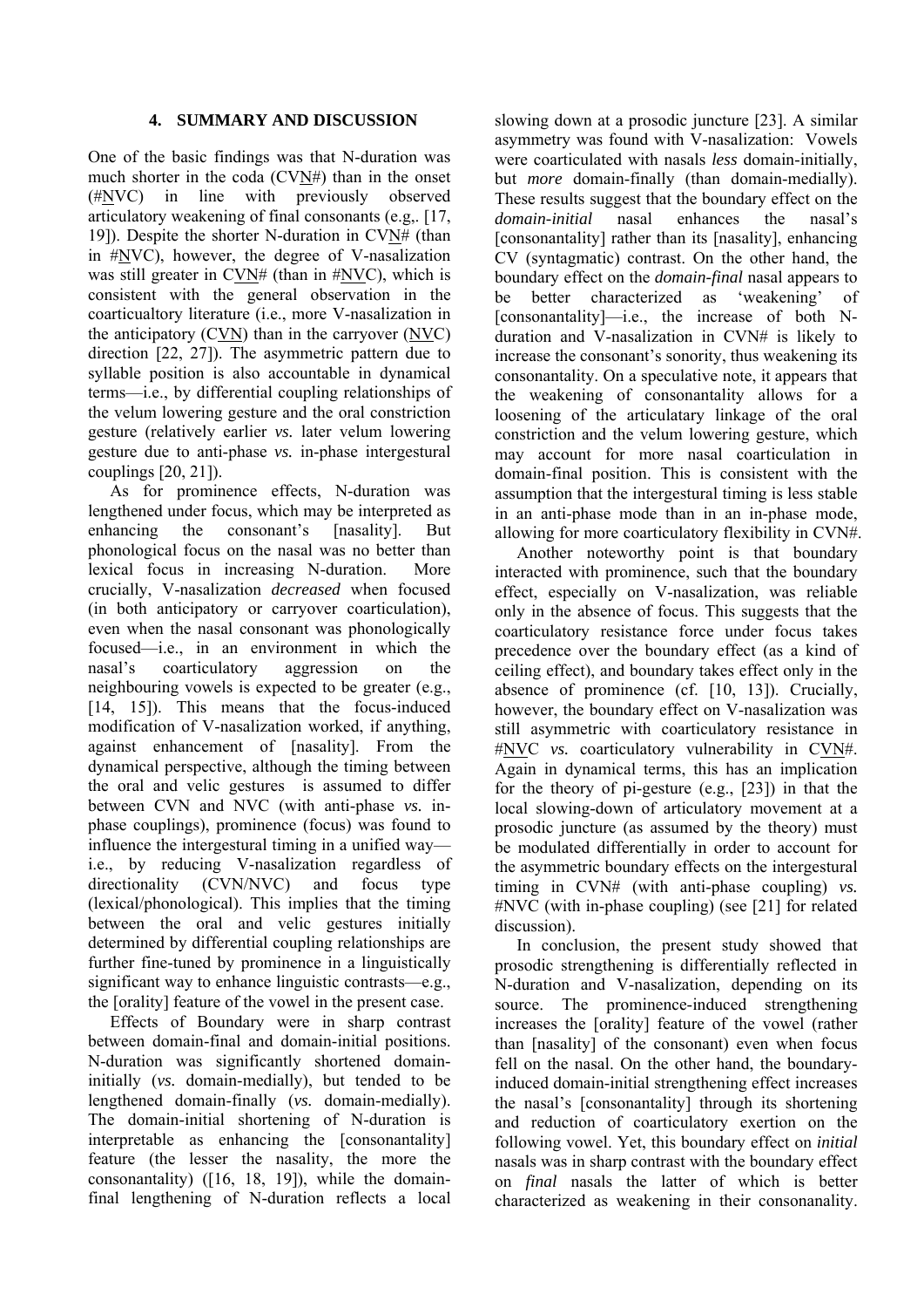## 4. SUMMARY AND DISCUSSION

One of the basic findings was that N-duration was much shorter in the coda (CVN#) than in the onset (#NVC) in line with previously observed articulatory weakening of final consonants (e.g,. [17, 19]). Despite the shorter N-duration in CVN# (than in #NVC), however, the degree of V-nasalization was still greater in CVN# (than in #NVC), which is consistent with the general observation in the coarticualtory literature (i.e., more V-nasalization in the anticipatory (CVN) than in the carryover (NVC) direction [22, 27]). The asymmetric pattern due to syllable position is also accountable in dynamical terms—i.e., by differential coupling relationships of the velum lowering gesture and the oral constriction gesture (relatively earlier *vs.* later velum lowering gesture due to anti-phase *vs.* in-phase intergestural couplings [20, 21]).

As for prominence effects, N-duration was lengthened under focus, which may be interpreted as enhancing the consonant's [nasality]. But phonological focus on the nasal was no better than lexical focus in increasing N-duration. More crucially, V-nasalization *decreased* when focused (in both anticipatory or carryover coarticulation), even when the nasal consonant was phonologically focused—i.e., in an environment in which the nasal's coarticulatory aggression on the neighbouring vowels is expected to be greater (e.g., [14, 15]). This means that the focus-induced modification of V-nasalization worked, if anything, against enhancement of [nasality]. From the dynamical perspective, although the timing between the oral and velic gestures is assumed to differ between CVN and NVC (with anti-phase *vs.* in-phase couplings), prominence (focus) was found to influence the intergestural timing in a unified way—i.e., by reducing V-nasalization regardless of directionality (CVN/NVC) and focus type (lexical/phonological). This implies that the timing between the oral and velic gestures initially determined by differential coupling relationships are further fine-tuned by prominence in a linguistically significant way to enhance linguistic contrasts—e.g., the [orality] feature of the vowel in the present case.

Effects of Boundary were in sharp contrast between domain-final and domain-initial positions. N-duration was significantly shortened domain-initially (*vs.* domain-medially), but tended to be lengthened domain-finally (*vs.* domain-medially). The domain-initial shortening of N-duration is interpretable as enhancing the [consonantality] feature (the lesser the nasality, the more the consonantality) ([16, 18, 19]), while the domain-final lengthening of N-duration reflects a local slowing down at a prosodic juncture [23]. A similar asymmetry was found with V-nasalization: Vowels were coarticulated with nasals *less* domain-initially, but *more* domain-finally (than domain-medially). These results suggest that the boundary effect on the *domain-initial* nasal enhances the nasal's [consonantality] rather than its [nasality], enhancing CV (syntagmatic) contrast. On the other hand, the boundary effect on the *domain-final* nasal appears to be better characterized as 'weakening' of [consonantality]—i.e., the increase of both N-duration and V-nasalization in CVN# is likely to increase the consonant's sonority, thus weakening its consonantality. On a speculative note, it appears that the weakening of consonantality allows for a loosening of the articulatary linkage of the oral constriction and the velum lowering gesture, which may account for more nasal coarticulation in domain-final position. This is consistent with the assumption that the intergestural timing is less stable in an anti-phase mode than in an in-phase mode, allowing for more coarticulatory flexibility in CVN#.

Another noteworthy point is that boundary interacted with prominence, such that the boundary effect, especially on V-nasalization, was reliable only in the absence of focus. This suggests that the coarticulatory resistance force under focus takes precedence over the boundary effect (as a kind of ceiling effect), and boundary takes effect only in the absence of prominence (cf. [10, 13]). Crucially, however, the boundary effect on V-nasalization was still asymmetric with coarticulatory resistance in #NVC *vs.* coarticulatory vulnerability in CVN#. Again in dynamical terms, this has an implication for the theory of pi-gesture (e.g., [23]) in that the local slowing-down of articulatory movement at a prosodic juncture (as assumed by the theory) must be modulated differentially in order to account for the asymmetric boundary effects on the intergestural timing in CVN# (with anti-phase coupling) *vs.* #NVC (with in-phase coupling) (see [21] for related discussion).

In conclusion, the present study showed that prosodic strengthening is differentially reflected in N-duration and V-nasalization, depending on its source. The prominence-induced strengthening increases the [orality] feature of the vowel (rather than [nasality] of the consonant) even when focus fell on the nasal. On the other hand, the boundary-induced domain-initial strengthening effect increases the nasal's [consonantality] through its shortening and reduction of coarticulatory exertion on the following vowel. Yet, this boundary effect on *initial* nasals was in sharp contrast with the boundary effect on *final* nasals the latter of which is better characterized as weakening in their consonanality.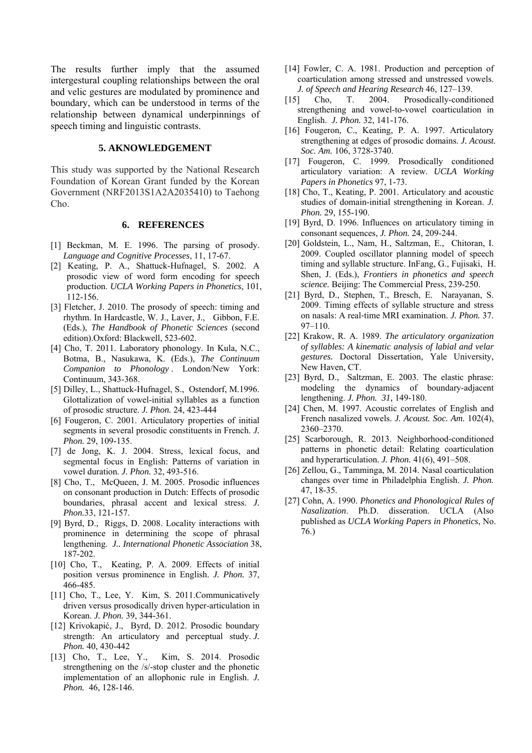The results further imply that the assumed intergestural coupling relationships between the oral and velic gestures are modulated by prominence and boundary, which can be understood in terms of the relationship between dynamical underpinnings of speech timing and linguistic contrasts.

## 5. AKNOWLEDGEMENT

This study was supported by the National Research Foundation of Korean Grant funded by the Korean Government (NRF2013S1A2A2035410) to Taehong Cho.

## 6. REFERENCES

[1] Beckman, M. E. 1996. The parsing of prosody. *Language and Cognitive Processes*, 11, 17-67.

[2] Keating, P. A., Shattuck-Hufnagel, S. 2002. A prosodic view of word form encoding for speech production. *UCLA Working Papers in Phonetics*, 101, 112-156.

[3] Fletcher, J. 2010. The prosody of speech: timing and rhythm. In Hardcastle, W. J., Laver, J., Gibbon, F.E. (Eds.), *The Handbook of Phonetic Sciences* (second edition).Oxford: Blackwell, 523-602.

[4] Cho, T. 2011. Laboratory phonology. In Kula, N.C., Botma, B., Nasukawa, K. (Eds.), *The Continuum Companion to Phonology*. London/New York: Continuum, 343-368.

[5] Dilley, L., Shattuck-Hufnagel, S., Ostendorf, M.1996. Glottalization of vowel-initial syllables as a function of prosodic structure. *J. Phon.* 24, 423-444

[6] Fougeron, C. 2001. Articulatory properties of initial segments in several prosodic constituents in French. *J. Phon.* 29, 109-135.

[7] de Jong, K. J. 2004. Stress, lexical focus, and segmental focus in English: Patterns of variation in vowel duration. *J. Phon.* 32, 493-516.

[8] Cho, T., McQueen, J. M. 2005. Prosodic influences on consonant production in Dutch: Effects of prosodic boundaries, phrasal accent and lexical stress. *J. Phon.*33, 121-157.

[9] Byrd, D., Riggs, D. 2008. Locality interactions with prominence in determining the scope of phrasal lengthening. *J.. International Phonetic Association* 38, 187-202.

[10] Cho, T., Keating, P. A. 2009. Effects of initial position versus prominence in English. *J. Phon.* 37, 466-485.

[11] Cho, T., Lee, Y. Kim, S. 2011.Communicatively driven versus prosodically driven hyper-articulation in Korean. *J. Phon.* 39, 344-361.

[12] Krivokapić, J., Byrd, D. 2012. Prosodic boundary strength: An articulatory and perceptual study. *J. Phon.* 40, 430-442

[13] Cho, T., Lee, Y., Kim, S. 2014. Prosodic strengthening on the /s/-stop cluster and the phonetic implementation of an allophonic rule in English. *J. Phon.* 46, 128-146.

[14] Fowler, C. A. 1981. Production and perception of coarticulation among stressed and unstressed vowels. *J. of Speech and Hearing Research* 46, 127–139.

[15] Cho, T. 2004. Prosodically-conditioned strengthening and vowel-to-vowel coarticulation in English. *J. Phon.* 32, 141-176.

[16] Fougeron, C., Keating, P. A. 1997. Articulatory strengthening at edges of prosodic domains. *J. Acoust. Soc. Am.* 106, 3728-3740.

[17] Fougeron, C. 1999. Prosodically conditioned articulatory variation: A review. *UCLA Working Papers in Phonetics* 97, 1-73.

[18] Cho, T., Keating, P. 2001. Articulatory and acoustic studies of domain-initial strengthening in Korean. *J. Phon.* 29, 155-190.

[19] Byrd, D. 1996. Influences on articulatory timing in consonant sequences, *J. Phon.* 24, 209-244.

[20] Goldstein, L., Nam, H., Saltzman, E., Chitoran, I. 2009. Coupled oscillator planning model of speech timing and syllable structure. InFang, G., Fujisaki, H. Shen, J. (Eds.), *Frontiers in phonetics and speech science.* Beijing: The Commercial Press, 239-250.

[21] Byrd, D., Stephen, T., Bresch, E. Narayanan, S. 2009. Timing effects of syllable structure and stress on nasals: A real-time MRI examination. *J. Phon.* 37. 97–110.

[22] Krakow, R. A. 1989. *The articulatory organization of syllables: A kinematic analysis of labial and velar gestures.* Doctoral Dissertation, Yale University, New Haven, CT.

[23] Byrd, D., Saltzman, E. 2003. The elastic phrase: modeling the dynamics of boundary-adjacent lengthening. *J. Phon. 31,* 149-180.

[24] Chen, M. 1997. Acoustic correlates of English and French nasalized vowels. *J. Acoust. Soc. Am.* 102(4), 2360–2370.

[25] Scarborough, R. 2013. Neighborhood-conditioned patterns in phonetic detail: Relating coarticulation and hyperarticulation. *J. Phon.* 41(6), 491–508.

[26] Zellou, G., Tamminga, M. 2014. Nasal coarticulation changes over time in Philadelphia English. *J. Phon.* 47, 18-35.

[27] Cohn, A. 1990. *Phonetics and Phonological Rules of Nasalization*. Ph.D. disseration. UCLA (Also published as *UCLA Working Papers in Phonetics*, No. 76.)